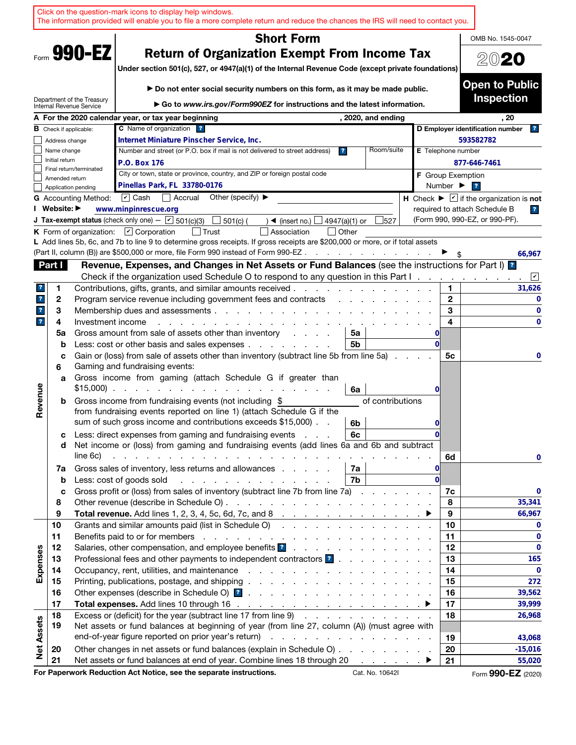Click on the question-mark icons to display help windows.
The information provided will enable you to file a more complete return and reduce the chances the IRS will need to contact you.

Form **990-EZ**

Department of the Treasury
Internal Revenue Service

# Short Form
## Return of Organization Exempt From Income Tax

**Under section 501(c), 527, or 4947(a)(1) of the Internal Revenue Code (except private foundations)**

▶ **Do not enter social security numbers on this form, as it may be made public.**

▶ **Go to *www.irs.gov/Form990EZ* for instructions and the latest information.**

OMB No. 1545-0047

**2020**

**Open to Public Inspection**

**A** For the 2020 calendar year, or tax year beginning , 2020, and ending , 20

**B** Check if applicable:
- ☐ Address change
- ☐ Name change
- ☐ Initial return
- ☐ Final return/terminated
- ☐ Amended return
- ☐ Application pending

**C** Name of organization: **Internet Miniature Pinscher Service, Inc.**

Number and street (or P.O. box if mail is not delivered to street address): **P.O. Box 176** Room/suite:

City or town, state or province, country, and ZIP or foreign postal code: **Pinellas Park, FL 33780-0176**

**D** Employer identification number: **593582782**

**E** Telephone number: **877-646-7461**

**F** Group Exemption Number ▶

**G** Accounting Method: ☑ Cash ☐ Accrual Other (specify) ▶

**H** Check ▶ ☑ if the organization is **not** required to attach Schedule B (Form 990, 990-EZ, or 990-PF).

**I** Website: ▶ **www.minpinrescue.org**

**J** Tax-exempt status (check only one) — ☑ 501(c)(3) ☐ 501(c) ( ) ◀ (insert no.) ☐ 4947(a)(1) or ☐ 527

**K** Form of organization: ☑ Corporation ☐ Trust ☐ Association ☐ Other

**L** Add lines 5b, 6c, and 7b to line 9 to determine gross receipts. If gross receipts are $200,000 or more, or if total assets (Part II, column (B)) are $500,000 or more, file Form 990 instead of Form 990-EZ ▶ $ **66,967**

**Part I** **Revenue, Expenses, and Changes in Net Assets or Fund Balances** (see the instructions for Part I)

Check if the organization used Schedule O to respond to any question in this Part I ☑

| Section | Line | Description | Sub-line | Sub-amount | Line | Amount |
|---|---|---|---|---|---|---|
| Revenue | 1 | Contributions, gifts, grants, and similar amounts received | | | 1 | 31,626 |
| | 2 | Program service revenue including government fees and contracts | | | 2 | 0 |
| | 3 | Membership dues and assessments | | | 3 | 0 |
| | 4 | Investment income | | | 4 | 0 |
| | 5a | Gross amount from sale of assets other than inventory | 5a | 0 | | |
| | b | Less: cost or other basis and sales expenses | 5b | 0 | | |
| | c | Gain or (loss) from sale of assets other than inventory (subtract line 5b from line 5a) | | | 5c | 0 |
| | 6 | Gaming and fundraising events: | | | | |
| | a | Gross income from gaming (attach Schedule G if greater than $15,000) | 6a | 0 | | |
| | b | Gross income from fundraising events (not including $ of contributions from fundraising events reported on line 1) (attach Schedule G if the sum of such gross income and contributions exceeds $15,000) | 6b | 0 | | |
| | c | Less: direct expenses from gaming and fundraising events | 6c | 0 | | |
| | d | Net income or (loss) from gaming and fundraising events (add lines 6a and 6b and subtract line 6c) | | | 6d | 0 |
| | 7a | Gross sales of inventory, less returns and allowances | 7a | 0 | | |
| | b | Less: cost of goods sold | 7b | 0 | | |
| | c | Gross profit or (loss) from sales of inventory (subtract line 7b from line 7a) | | | 7c | 0 |
| | 8 | Other revenue (describe in Schedule O) | | | 8 | 35,341 |
| | 9 | **Total revenue.** Add lines 1, 2, 3, 4, 5c, 6d, 7c, and 8 ▶ | | | 9 | 66,967 |
| Expenses | 10 | Grants and similar amounts paid (list in Schedule O) | | | 10 | 0 |
| | 11 | Benefits paid to or for members | | | 11 | 0 |
| | 12 | Salaries, other compensation, and employee benefits | | | 12 | 0 |
| | 13 | Professional fees and other payments to independent contractors | | | 13 | 165 |
| | 14 | Occupancy, rent, utilities, and maintenance | | | 14 | 0 |
| | 15 | Printing, publications, postage, and shipping | | | 15 | 272 |
| | 16 | Other expenses (describe in Schedule O) | | | 16 | 39,562 |
| | 17 | **Total expenses.** Add lines 10 through 16 ▶ | | | 17 | 39,999 |
| Net Assets | 18 | Excess or (deficit) for the year (subtract line 17 from line 9) | | | 18 | 26,968 |
| | 19 | Net assets or fund balances at beginning of year (from line 27, column (A)) (must agree with end-of-year figure reported on prior year's return) | | | 19 | 43,068 |
| | 20 | Other changes in net assets or fund balances (explain in Schedule O) | | | 20 | -15,016 |
| | 21 | Net assets or fund balances at end of year. Combine lines 18 through 20 ▶ | | | 21 | 55,020 |

**For Paperwork Reduction Act Notice, see the separate instructions.** Cat. No. 10642I Form **990-EZ** (2020)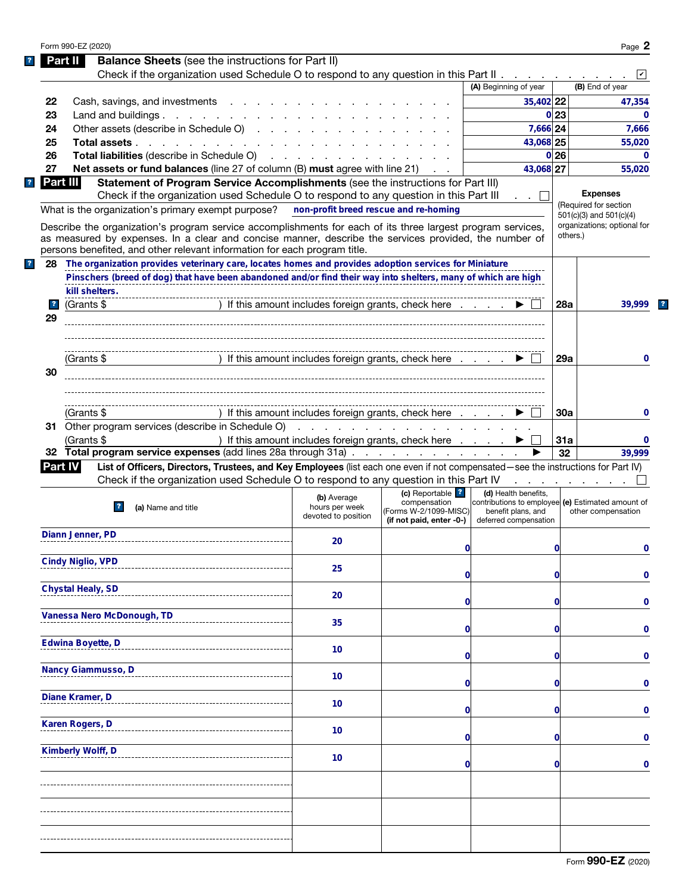## Part II Balance Sheets (see the instructions for Part II)

Check if the organization used Schedule O to respond to any question in this Part II . . . ☑

| | | (A) Beginning of year | | (B) End of year |
|---|---|---|---|---|
| 22 | Cash, savings, and investments | 35,402 | 22 | 47,354 |
| 23 | Land and buildings | 0 | 23 | 0 |
| 24 | Other assets (describe in Schedule O) | 7,666 | 24 | 7,666 |
| 25 | **Total assets** | 43,068 | 25 | 55,020 |
| 26 | **Total liabilities** (describe in Schedule O) | 0 | 26 | 0 |
| 27 | **Net assets or fund balances** (line 27 of column (B) **must** agree with line 21) | 43,068 | 27 | 55,020 |

## Part III Statement of Program Service Accomplishments (see the instructions for Part III)

Check if the organization used Schedule O to respond to any question in this Part III . . . ☐

What is the organization's primary exempt purpose? non-profit breed rescue and re-homing

Describe the organization's program service accomplishments for each of its three largest program services, as measured by expenses. In a clear and concise manner, describe the services provided, the number of persons benefited, and other relevant information for each program title.

**Expenses** (Required for section 501(c)(3) and 501(c)(4) organizations; optional for others.)

| | | | Expenses |
|---|---|---|---|
| 28 | The organization provides veterinary care, locates homes and provides adoption services for Miniature Pinschers (breed of dog) that have been abandoned and/or find their way into shelters, many of which are high kill shelters. (Grants $ ) If this amount includes foreign grants, check here ☐ | 28a | 39,999 |
| 29 | (Grants $ ) If this amount includes foreign grants, check here ☐ | 29a | 0 |
| 30 | (Grants $ ) If this amount includes foreign grants, check here ☐ | 30a | 0 |
| 31 | Other program services (describe in Schedule O) (Grants $ ) If this amount includes foreign grants, check here ☐ | 31a | 0 |
| 32 | **Total program service expenses** (add lines 28a through 31a) | 32 | 39,999 |

## Part IV List of Officers, Directors, Trustees, and Key Employees (list each one even if not compensated—see the instructions for Part IV)

Check if the organization used Schedule O to respond to any question in this Part IV . . . ☐

| (a) Name and title | (b) Average hours per week devoted to position | (c) Reportable compensation (Forms W-2/1099-MISC) (if not paid, enter -0-) | (d) Health benefits, contributions to employee benefit plans, and deferred compensation | (e) Estimated amount of other compensation |
|---|---|---|---|---|
| Diann Jenner, PD | 20 | 0 | 0 | 0 |
| Cindy Niglio, VPD | 25 | 0 | 0 | 0 |
| Chystal Healy, SD | 20 | 0 | 0 | 0 |
| Vanessa Nero McDonough, TD | 35 | 0 | 0 | 0 |
| Edwina Boyette, D | 10 | 0 | 0 | 0 |
| Nancy Giammusso, D | 10 | 0 | 0 | 0 |
| Diane Kramer, D | 10 | 0 | 0 | 0 |
| Karen Rogers, D | 10 | 0 | 0 | 0 |
| Kimberly Wolff, D | 10 | 0 | 0 | 0 |
| | | | | |
| | | | | |
| | | | | |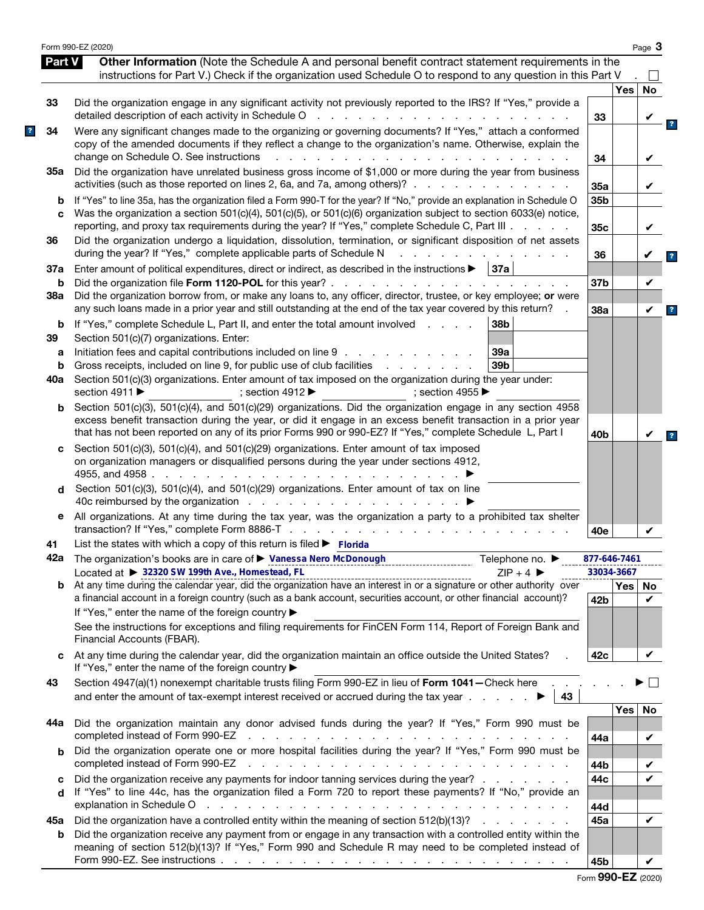Form 990-EZ (2020)

## Part V — Other Information

(Note the Schedule A and personal benefit contract statement requirements in the instructions for Part V.) Check if the organization used Schedule O to respond to any question in this Part V . ☐

| | Question | Line | Yes | No |
|---|---|---|---|---|
| 33 | Did the organization engage in any significant activity not previously reported to the IRS? If "Yes," provide a detailed description of each activity in Schedule O | 33 | | ✔ |
| 34 | Were any significant changes made to the organizing or governing documents? If "Yes," attach a conformed copy of the amended documents if they reflect a change to the organization's name. Otherwise, explain the change on Schedule O. See instructions | 34 | | ✔ |
| 35a | Did the organization have unrelated business gross income of $1,000 or more during the year from business activities (such as those reported on lines 2, 6a, and 7a, among others)? | 35a | | ✔ |
| b | If "Yes" to line 35a, has the organization filed a Form 990-T for the year? If "No," provide an explanation in Schedule O | 35b | | |
| c | Was the organization a section 501(c)(4), 501(c)(5), or 501(c)(6) organization subject to section 6033(e) notice, reporting, and proxy tax requirements during the year? If "Yes," complete Schedule C, Part III | 35c | | ✔ |
| 36 | Did the organization undergo a liquidation, dissolution, termination, or significant disposition of net assets during the year? If "Yes," complete applicable parts of Schedule N | 36 | | ✔ |
| 37a | Enter amount of political expenditures, direct or indirect, as described in the instructions ▶ 37a | | | |
| b | Did the organization file **Form 1120-POL** for this year? | 37b | | ✔ |
| 38a | Did the organization borrow from, or make any loans to, any officer, director, trustee, or key employee; **or** were any such loans made in a prior year and still outstanding at the end of the tax year covered by this return? | 38a | | ✔ |
| b | If "Yes," complete Schedule L, Part II, and enter the total amount involved 38b | | | |
| 39 | Section 501(c)(7) organizations. Enter: | | | |
| a | Initiation fees and capital contributions included on line 9 39a | | | |
| b | Gross receipts, included on line 9, for public use of club facilities 39b | | | |
| 40a | Section 501(c)(3) organizations. Enter amount of tax imposed on the organization during the year under: section 4911 ▶ ; section 4912 ▶ ; section 4955 ▶ | | | |
| b | Section 501(c)(3), 501(c)(4), and 501(c)(29) organizations. Did the organization engage in any section 4958 excess benefit transaction during the year, or did it engage in an excess benefit transaction in a prior year that has not been reported on any of its prior Forms 990 or 990-EZ? If "Yes," complete Schedule L, Part I | 40b | | ✔ |
| c | Section 501(c)(3), 501(c)(4), and 501(c)(29) organizations. Enter amount of tax imposed on organization managers or disqualified persons during the year under sections 4912, 4955, and 4958 ▶ | | | |
| d | Section 501(c)(3), 501(c)(4), and 501(c)(29) organizations. Enter amount of tax on line 40c reimbursed by the organization ▶ | | | |
| e | All organizations. At any time during the tax year, was the organization a party to a prohibited tax shelter transaction? If "Yes," complete Form 8886-T | 40e | | ✔ |

41 List the states with which a copy of this return is filed ▶ **Florida**

42a The organization's books are in care of ▶ **Vanessa Nero McDonough** Telephone no. ▶ **877-646-7461**

Located at ▶ **32320 SW 199th Ave., Homestead, FL** ZIP + 4 ▶ **33034-3667**

| | Question | Line | Yes | No |
|---|---|---|---|---|
| b | At any time during the calendar year, did the organization have an interest in or a signature or other authority over a financial account in a foreign country (such as a bank account, securities account, or other financial account)? If "Yes," enter the name of the foreign country ▶ See the instructions for exceptions and filing requirements for FinCEN Form 114, Report of Foreign Bank and Financial Accounts (FBAR). | 42b | | ✔ |
| c | At any time during the calendar year, did the organization maintain an office outside the United States? If "Yes," enter the name of the foreign country ▶ | 42c | | ✔ |

43 Section 4947(a)(1) nonexempt charitable trusts filing Form 990-EZ in lieu of **Form 1041—**Check here ▶ ☐ and enter the amount of tax-exempt interest received or accrued during the tax year ▶ 43

| | Question | Line | Yes | No |
|---|---|---|---|---|
| 44a | Did the organization maintain any donor advised funds during the year? If "Yes," Form 990 must be completed instead of Form 990-EZ | 44a | | ✔ |
| b | Did the organization operate one or more hospital facilities during the year? If "Yes," Form 990 must be completed instead of Form 990-EZ | 44b | | ✔ |
| c | Did the organization receive any payments for indoor tanning services during the year? | 44c | | ✔ |
| d | If "Yes" to line 44c, has the organization filed a Form 720 to report these payments? If "No," provide an explanation in Schedule O | 44d | | |
| 45a | Did the organization have a controlled entity within the meaning of section 512(b)(13)? | 45a | | ✔ |
| b | Did the organization receive any payment from or engage in any transaction with a controlled entity within the meaning of section 512(b)(13)? If "Yes," Form 990 and Schedule R may need to be completed instead of Form 990-EZ. See instructions | 45b | | ✔ |

Form **990-EZ** (2020)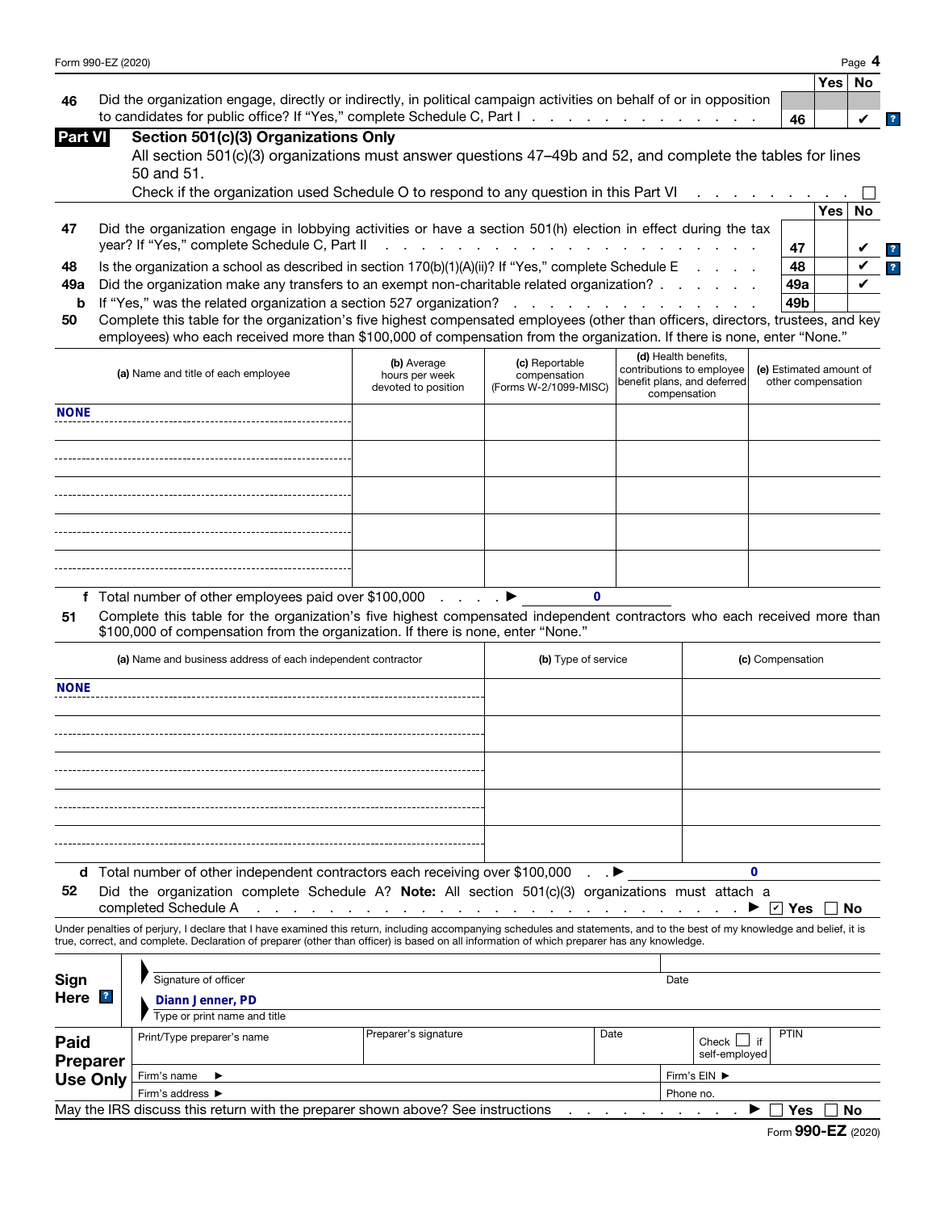Form 990-EZ (2020)

| | | | Yes | No |
|---|---|---|---|---|
| 46 | Did the organization engage, directly or indirectly, in political campaign activities on behalf of or in opposition to candidates for public office? If "Yes," complete Schedule C, Part I | 46 | | ✔ |

## Part VI Section 501(c)(3) Organizations Only

All section 501(c)(3) organizations must answer questions 47–49b and 52, and complete the tables for lines 50 and 51.

Check if the organization used Schedule O to respond to any question in this Part VI ☐

| | | | Yes | No |
|---|---|---|---|---|
| 47 | Did the organization engage in lobbying activities or have a section 501(h) election in effect during the tax year? If "Yes," complete Schedule C, Part II | 47 | | ✔ |
| 48 | Is the organization a school as described in section 170(b)(1)(A)(ii)? If "Yes," complete Schedule E | 48 | | ✔ |
| 49a | Did the organization make any transfers to an exempt non-charitable related organization? | 49a | | ✔ |
| b | If "Yes," was the related organization a section 527 organization? | 49b | | |

**50** Complete this table for the organization's five highest compensated employees (other than officers, directors, trustees, and key employees) who each received more than $100,000 of compensation from the organization. If there is none, enter "None."

| (a) Name and title of each employee | (b) Average hours per week devoted to position | (c) Reportable compensation (Forms W-2/1099-MISC) | (d) Health benefits, contributions to employee benefit plans, and deferred compensation | (e) Estimated amount of other compensation |
|---|---|---|---|---|
| NONE | | | | |
| | | | | |
| | | | | |
| | | | | |
| | | | | |

**f** Total number of other employees paid over $100,000 ▶ 0

**51** Complete this table for the organization's five highest compensated independent contractors who each received more than $100,000 of compensation from the organization. If there is none, enter "None."

| (a) Name and business address of each independent contractor | (b) Type of service | (c) Compensation |
|---|---|---|
| NONE | | |
| | | |
| | | |
| | | |
| | | |

**d** Total number of other independent contractors each receiving over $100,000 ▶ 0

**52** Did the organization complete Schedule A? **Note:** All section 501(c)(3) organizations must attach a completed Schedule A ▶ ☑ Yes ☐ No

Under penalties of perjury, I declare that I have examined this return, including accompanying schedules and statements, and to the best of my knowledge and belief, it is true, correct, and complete. Declaration of preparer (other than officer) is based on all information of which preparer has any knowledge.

**Sign Here**

Signature of officer | Date

Diann Jenner, PD

Type or print name and title

**Paid Preparer Use Only**

| Print/Type preparer's name | Preparer's signature | Date | Check ☐ if self-employed | PTIN |
|---|---|---|---|---|
| Firm's name ▶ | | | Firm's EIN ▶ | |
| Firm's address ▶ | | | Phone no. | |

May the IRS discuss this return with the preparer shown above? See instructions ▶ ☐ Yes ☐ No

Form **990-EZ** (2020)